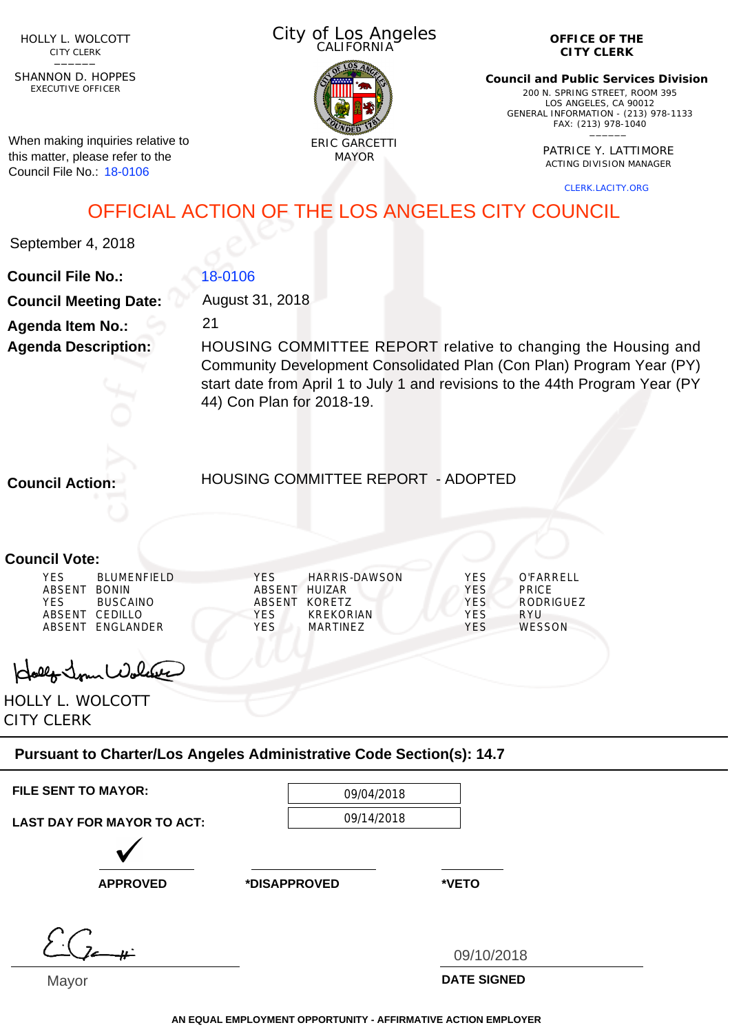HOLLY L. WOLCOTT
CITY CLERK

SHANNON D. HOPPES
EXECUTIVE OFFICER

When making inquiries relative to this matter, please refer to the Council File No.: 18-0106

City of Los Angeles
CALIFORNIA

ERIC GARCETTI
MAYOR

**OFFICE OF THE CITY CLERK**

**Council and Public Services Division**
200 N. SPRING STREET, ROOM 395
LOS ANGELES, CA 90012
GENERAL INFORMATION - (213) 978-1133
FAX: (213) 978-1040

PATRICE Y. LATTIMORE
ACTING DIVISION MANAGER

CLERK.LACITY.ORG

# OFFICIAL ACTION OF THE LOS ANGELES CITY COUNCIL

September 4, 2018

**Council File No.:** 18-0106

**Council Meeting Date:** August 31, 2018

**Agenda Item No.:** 21

**Agenda Description:** HOUSING COMMITTEE REPORT relative to changing the Housing and Community Development Consolidated Plan (Con Plan) Program Year (PY) start date from April 1 to July 1 and revisions to the 44th Program Year (PY 44) Con Plan for 2018-19.

**Council Action:** HOUSING COMMITTEE REPORT - ADOPTED

**Council Vote:**

| | | | | | |
|---|---|---|---|---|---|
| YES | BLUMENFIELD | YES | HARRIS-DAWSON | YES | O'FARRELL |
| ABSENT | BONIN | ABSENT | HUIZAR | YES | PRICE |
| YES | BUSCAINO | ABSENT | KORETZ | YES | RODRIGUEZ |
| ABSENT | CEDILLO | YES | KREKORIAN | YES | RYU |
| ABSENT | ENGLANDER | YES | MARTINEZ | YES | WESSON |

HOLLY L. WOLCOTT
CITY CLERK

**Pursuant to Charter/Los Angeles Administrative Code Section(s): 14.7**

**FILE SENT TO MAYOR:** 09/04/2018

**LAST DAY FOR MAYOR TO ACT:** 09/14/2018

✓ **APPROVED** | **\*DISAPPROVED** | **\*VETO**

Mayor

09/10/2018
**DATE SIGNED**

**AN EQUAL EMPLOYMENT OPPORTUNITY - AFFIRMATIVE ACTION EMPLOYER**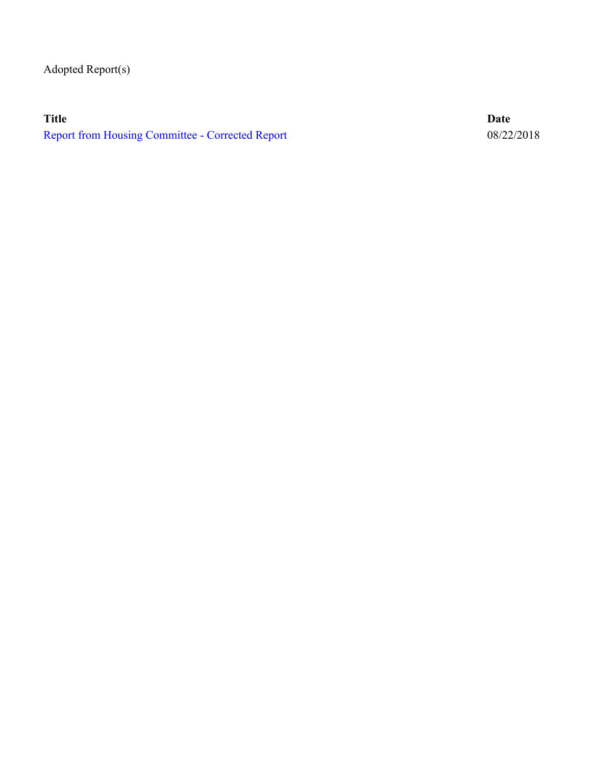Adopted Report(s)

| Title | Date |
| --- | --- |
| Report from Housing Committee - Corrected Report | 08/22/2018 |